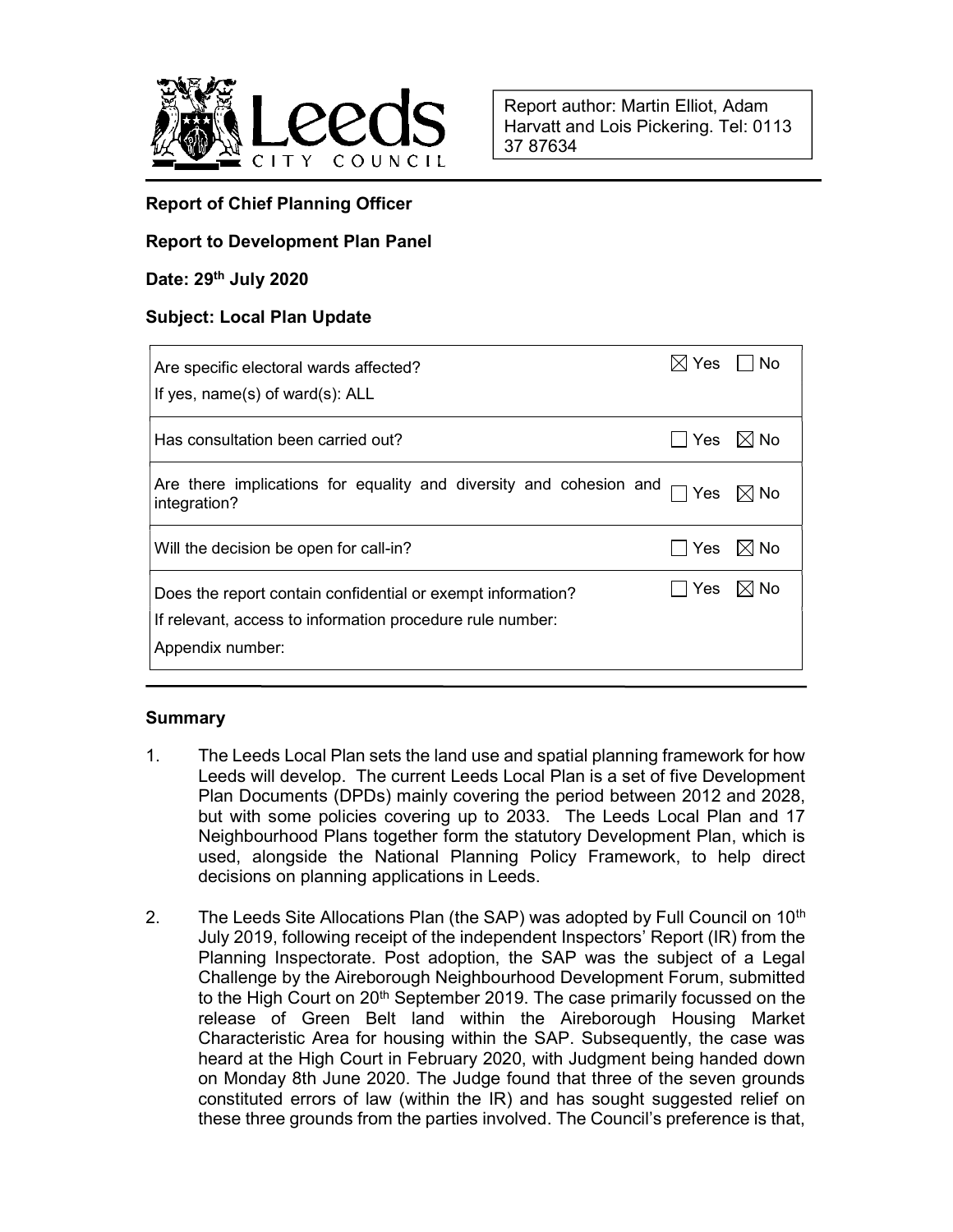Leeds CITY COUNCIL

Report author: Martin Elliot, Adam Harvatt and Lois Pickering. Tel: 0113 37 87634

**Report of Chief Planning Officer**

**Report to Development Plan Panel**

**Date: 29th July 2020**

**Subject: Local Plan Update**

| | |
|---|---|
| Are specific electoral wards affected?<br>If yes, name(s) of ward(s): ALL | ☒ Yes ☐ No |
| Has consultation been carried out? | ☐ Yes ☒ No |
| Are there implications for equality and diversity and cohesion and integration? | ☐ Yes ☒ No |
| Will the decision be open for call-in? | ☐ Yes ☒ No |
| Does the report contain confidential or exempt information?<br>If relevant, access to information procedure rule number:<br>Appendix number: | ☐ Yes ☒ No |

## Summary

1. The Leeds Local Plan sets the land use and spatial planning framework for how Leeds will develop. The current Leeds Local Plan is a set of five Development Plan Documents (DPDs) mainly covering the period between 2012 and 2028, but with some policies covering up to 2033. The Leeds Local Plan and 17 Neighbourhood Plans together form the statutory Development Plan, which is used, alongside the National Planning Policy Framework, to help direct decisions on planning applications in Leeds.

2. The Leeds Site Allocations Plan (the SAP) was adopted by Full Council on 10th July 2019, following receipt of the independent Inspectors' Report (IR) from the Planning Inspectorate. Post adoption, the SAP was the subject of a Legal Challenge by the Aireborough Neighbourhood Development Forum, submitted to the High Court on 20th September 2019. The case primarily focussed on the release of Green Belt land within the Aireborough Housing Market Characteristic Area for housing within the SAP. Subsequently, the case was heard at the High Court in February 2020, with Judgment being handed down on Monday 8th June 2020. The Judge found that three of the seven grounds constituted errors of law (within the IR) and has sought suggested relief on these three grounds from the parties involved. The Council's preference is that,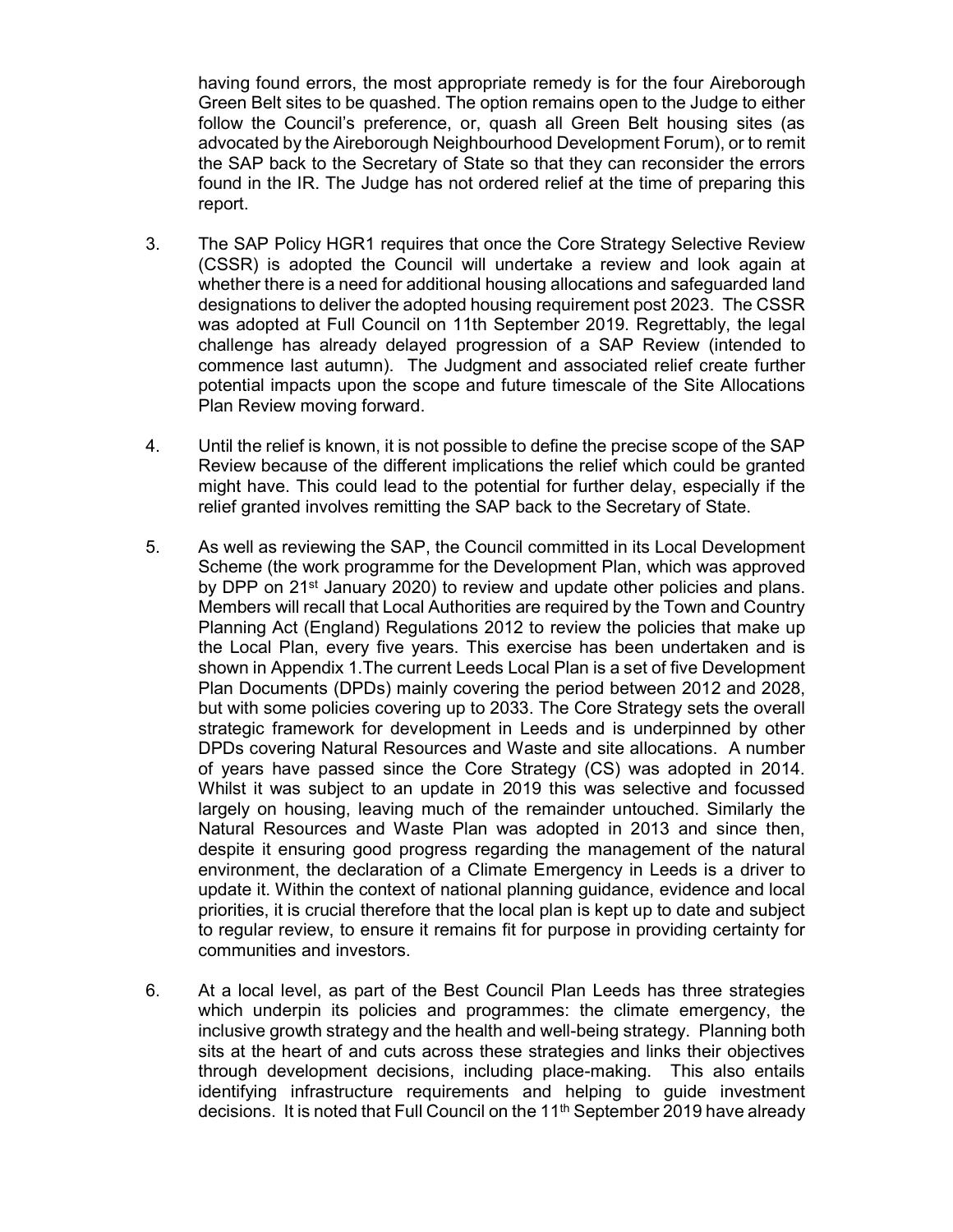having found errors, the most appropriate remedy is for the four Aireborough Green Belt sites to be quashed. The option remains open to the Judge to either follow the Council's preference, or, quash all Green Belt housing sites (as advocated by the Aireborough Neighbourhood Development Forum), or to remit the SAP back to the Secretary of State so that they can reconsider the errors found in the IR. The Judge has not ordered relief at the time of preparing this report.

3. The SAP Policy HGR1 requires that once the Core Strategy Selective Review (CSSR) is adopted the Council will undertake a review and look again at whether there is a need for additional housing allocations and safeguarded land designations to deliver the adopted housing requirement post 2023. The CSSR was adopted at Full Council on 11th September 2019. Regrettably, the legal challenge has already delayed progression of a SAP Review (intended to commence last autumn). The Judgment and associated relief create further potential impacts upon the scope and future timescale of the Site Allocations Plan Review moving forward.

4. Until the relief is known, it is not possible to define the precise scope of the SAP Review because of the different implications the relief which could be granted might have. This could lead to the potential for further delay, especially if the relief granted involves remitting the SAP back to the Secretary of State.

5. As well as reviewing the SAP, the Council committed in its Local Development Scheme (the work programme for the Development Plan, which was approved by DPP on 21st January 2020) to review and update other policies and plans. Members will recall that Local Authorities are required by the Town and Country Planning Act (England) Regulations 2012 to review the policies that make up the Local Plan, every five years. This exercise has been undertaken and is shown in Appendix 1.The current Leeds Local Plan is a set of five Development Plan Documents (DPDs) mainly covering the period between 2012 and 2028, but with some policies covering up to 2033. The Core Strategy sets the overall strategic framework for development in Leeds and is underpinned by other DPDs covering Natural Resources and Waste and site allocations. A number of years have passed since the Core Strategy (CS) was adopted in 2014. Whilst it was subject to an update in 2019 this was selective and focussed largely on housing, leaving much of the remainder untouched. Similarly the Natural Resources and Waste Plan was adopted in 2013 and since then, despite it ensuring good progress regarding the management of the natural environment, the declaration of a Climate Emergency in Leeds is a driver to update it. Within the context of national planning guidance, evidence and local priorities, it is crucial therefore that the local plan is kept up to date and subject to regular review, to ensure it remains fit for purpose in providing certainty for communities and investors.

6. At a local level, as part of the Best Council Plan Leeds has three strategies which underpin its policies and programmes: the climate emergency, the inclusive growth strategy and the health and well-being strategy. Planning both sits at the heart of and cuts across these strategies and links their objectives through development decisions, including place-making. This also entails identifying infrastructure requirements and helping to guide investment decisions. It is noted that Full Council on the 11th September 2019 have already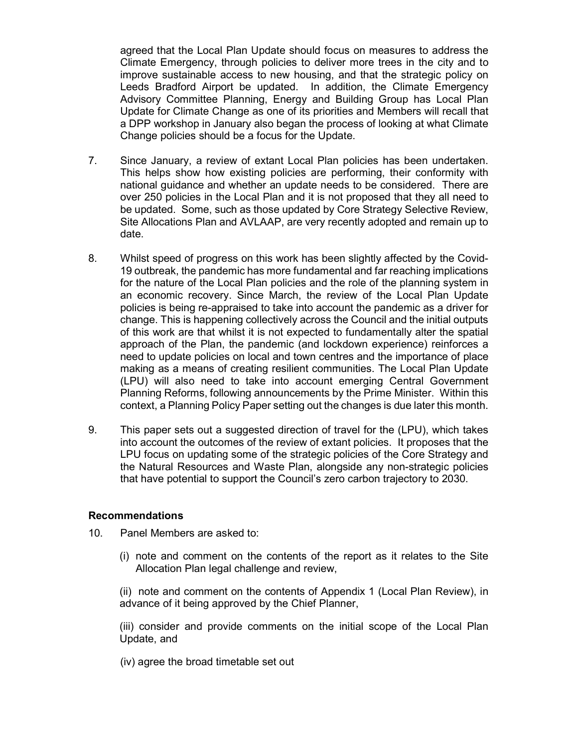agreed that the Local Plan Update should focus on measures to address the Climate Emergency, through policies to deliver more trees in the city and to improve sustainable access to new housing, and that the strategic policy on Leeds Bradford Airport be updated. In addition, the Climate Emergency Advisory Committee Planning, Energy and Building Group has Local Plan Update for Climate Change as one of its priorities and Members will recall that a DPP workshop in January also began the process of looking at what Climate Change policies should be a focus for the Update.

7. Since January, a review of extant Local Plan policies has been undertaken. This helps show how existing policies are performing, their conformity with national guidance and whether an update needs to be considered. There are over 250 policies in the Local Plan and it is not proposed that they all need to be updated. Some, such as those updated by Core Strategy Selective Review, Site Allocations Plan and AVLAAP, are very recently adopted and remain up to date.

8. Whilst speed of progress on this work has been slightly affected by the Covid-19 outbreak, the pandemic has more fundamental and far reaching implications for the nature of the Local Plan policies and the role of the planning system in an economic recovery. Since March, the review of the Local Plan Update policies is being re-appraised to take into account the pandemic as a driver for change. This is happening collectively across the Council and the initial outputs of this work are that whilst it is not expected to fundamentally alter the spatial approach of the Plan, the pandemic (and lockdown experience) reinforces a need to update policies on local and town centres and the importance of place making as a means of creating resilient communities. The Local Plan Update (LPU) will also need to take into account emerging Central Government Planning Reforms, following announcements by the Prime Minister. Within this context, a Planning Policy Paper setting out the changes is due later this month.

9. This paper sets out a suggested direction of travel for the (LPU), which takes into account the outcomes of the review of extant policies. It proposes that the LPU focus on updating some of the strategic policies of the Core Strategy and the Natural Resources and Waste Plan, alongside any non-strategic policies that have potential to support the Council's zero carbon trajectory to 2030.

### Recommendations

10. Panel Members are asked to:

    (i) note and comment on the contents of the report as it relates to the Site Allocation Plan legal challenge and review,

    (ii) note and comment on the contents of Appendix 1 (Local Plan Review), in advance of it being approved by the Chief Planner,

    (iii) consider and provide comments on the initial scope of the Local Plan Update, and

    (iv) agree the broad timetable set out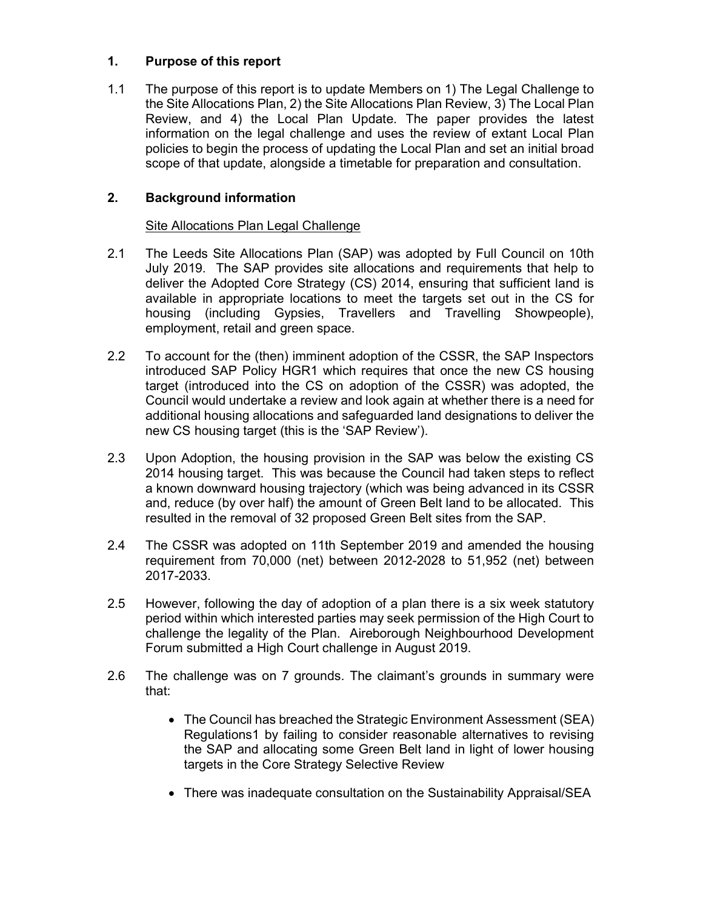## 1. Purpose of this report

1.1 The purpose of this report is to update Members on 1) The Legal Challenge to the Site Allocations Plan, 2) the Site Allocations Plan Review, 3) The Local Plan Review, and 4) the Local Plan Update. The paper provides the latest information on the legal challenge and uses the review of extant Local Plan policies to begin the process of updating the Local Plan and set an initial broad scope of that update, alongside a timetable for preparation and consultation.

## 2. Background information

Site Allocations Plan Legal Challenge

2.1 The Leeds Site Allocations Plan (SAP) was adopted by Full Council on 10th July 2019. The SAP provides site allocations and requirements that help to deliver the Adopted Core Strategy (CS) 2014, ensuring that sufficient land is available in appropriate locations to meet the targets set out in the CS for housing (including Gypsies, Travellers and Travelling Showpeople), employment, retail and green space.

2.2 To account for the (then) imminent adoption of the CSSR, the SAP Inspectors introduced SAP Policy HGR1 which requires that once the new CS housing target (introduced into the CS on adoption of the CSSR) was adopted, the Council would undertake a review and look again at whether there is a need for additional housing allocations and safeguarded land designations to deliver the new CS housing target (this is the 'SAP Review').

2.3 Upon Adoption, the housing provision in the SAP was below the existing CS 2014 housing target. This was because the Council had taken steps to reflect a known downward housing trajectory (which was being advanced in its CSSR and, reduce (by over half) the amount of Green Belt land to be allocated. This resulted in the removal of 32 proposed Green Belt sites from the SAP.

2.4 The CSSR was adopted on 11th September 2019 and amended the housing requirement from 70,000 (net) between 2012-2028 to 51,952 (net) between 2017-2033.

2.5 However, following the day of adoption of a plan there is a six week statutory period within which interested parties may seek permission of the High Court to challenge the legality of the Plan. Aireborough Neighbourhood Development Forum submitted a High Court challenge in August 2019.

2.6 The challenge was on 7 grounds. The claimant's grounds in summary were that:

- The Council has breached the Strategic Environment Assessment (SEA) Regulations[1] by failing to consider reasonable alternatives to revising the SAP and allocating some Green Belt land in light of lower housing targets in the Core Strategy Selective Review
- There was inadequate consultation on the Sustainability Appraisal/SEA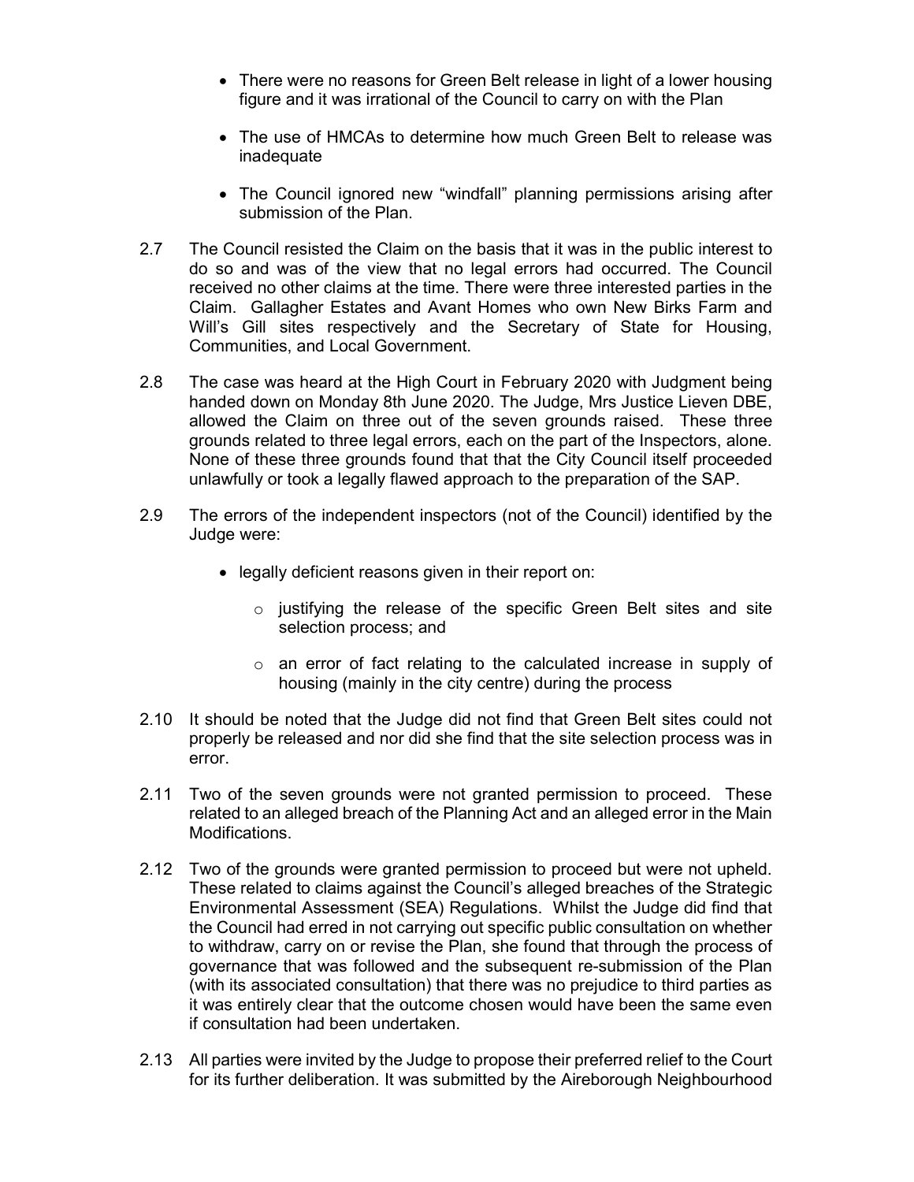- There were no reasons for Green Belt release in light of a lower housing figure and it was irrational of the Council to carry on with the Plan

- The use of HMCAs to determine how much Green Belt to release was inadequate

- The Council ignored new "windfall" planning permissions arising after submission of the Plan.

2.7 The Council resisted the Claim on the basis that it was in the public interest to do so and was of the view that no legal errors had occurred. The Council received no other claims at the time. There were three interested parties in the Claim. Gallagher Estates and Avant Homes who own New Birks Farm and Will's Gill sites respectively and the Secretary of State for Housing, Communities, and Local Government.

2.8 The case was heard at the High Court in February 2020 with Judgment being handed down on Monday 8th June 2020. The Judge, Mrs Justice Lieven DBE, allowed the Claim on three out of the seven grounds raised. These three grounds related to three legal errors, each on the part of the Inspectors, alone. None of these three grounds found that that the City Council itself proceeded unlawfully or took a legally flawed approach to the preparation of the SAP.

2.9 The errors of the independent inspectors (not of the Council) identified by the Judge were:

- legally deficient reasons given in their report on:
    - justifying the release of the specific Green Belt sites and site selection process; and
    - an error of fact relating to the calculated increase in supply of housing (mainly in the city centre) during the process

2.10 It should be noted that the Judge did not find that Green Belt sites could not properly be released and nor did she find that the site selection process was in error.

2.11 Two of the seven grounds were not granted permission to proceed. These related to an alleged breach of the Planning Act and an alleged error in the Main Modifications.

2.12 Two of the grounds were granted permission to proceed but were not upheld. These related to claims against the Council's alleged breaches of the Strategic Environmental Assessment (SEA) Regulations. Whilst the Judge did find that the Council had erred in not carrying out specific public consultation on whether to withdraw, carry on or revise the Plan, she found that through the process of governance that was followed and the subsequent re-submission of the Plan (with its associated consultation) that there was no prejudice to third parties as it was entirely clear that the outcome chosen would have been the same even if consultation had been undertaken.

2.13 All parties were invited by the Judge to propose their preferred relief to the Court for its further deliberation. It was submitted by the Aireborough Neighbourhood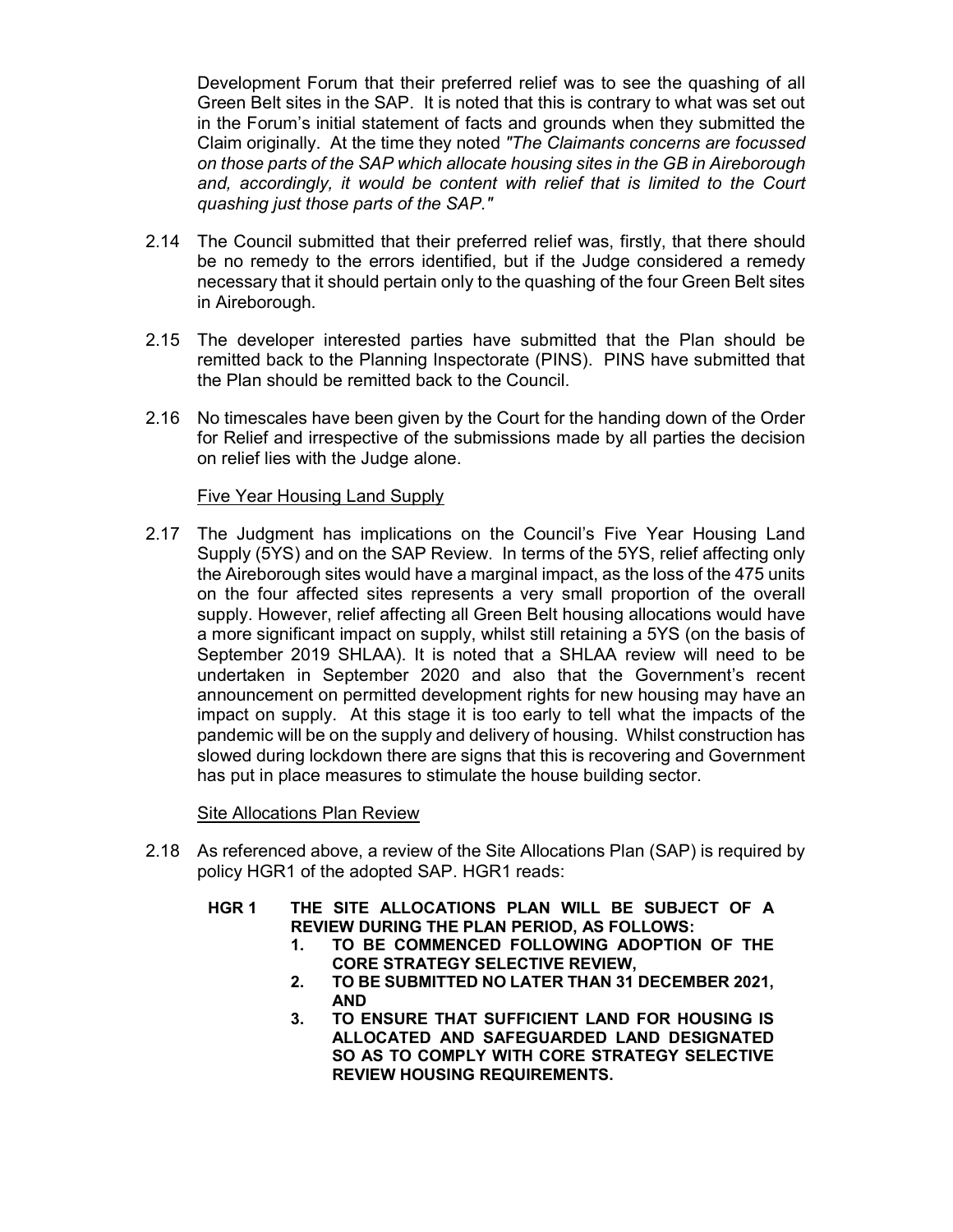Development Forum that their preferred relief was to see the quashing of all Green Belt sites in the SAP. It is noted that this is contrary to what was set out in the Forum's initial statement of facts and grounds when they submitted the Claim originally. At the time they noted *"The Claimants concerns are focussed on those parts of the SAP which allocate housing sites in the GB in Aireborough and, accordingly, it would be content with relief that is limited to the Court quashing just those parts of the SAP."*

2.14 The Council submitted that their preferred relief was, firstly, that there should be no remedy to the errors identified, but if the Judge considered a remedy necessary that it should pertain only to the quashing of the four Green Belt sites in Aireborough.

2.15 The developer interested parties have submitted that the Plan should be remitted back to the Planning Inspectorate (PINS). PINS have submitted that the Plan should be remitted back to the Council.

2.16 No timescales have been given by the Court for the handing down of the Order for Relief and irrespective of the submissions made by all parties the decision on relief lies with the Judge alone.

<u>Five Year Housing Land Supply</u>

2.17 The Judgment has implications on the Council's Five Year Housing Land Supply (5YS) and on the SAP Review. In terms of the 5YS, relief affecting only the Aireborough sites would have a marginal impact, as the loss of the 475 units on the four affected sites represents a very small proportion of the overall supply. However, relief affecting all Green Belt housing allocations would have a more significant impact on supply, whilst still retaining a 5YS (on the basis of September 2019 SHLAA). It is noted that a SHLAA review will need to be undertaken in September 2020 and also that the Government's recent announcement on permitted development rights for new housing may have an impact on supply. At this stage it is too early to tell what the impacts of the pandemic will be on the supply and delivery of housing. Whilst construction has slowed during lockdown there are signs that this is recovering and Government has put in place measures to stimulate the house building sector.

<u>Site Allocations Plan Review</u>

2.18 As referenced above, a review of the Site Allocations Plan (SAP) is required by policy HGR1 of the adopted SAP. HGR1 reads:

**HGR 1 THE SITE ALLOCATIONS PLAN WILL BE SUBJECT OF A REVIEW DURING THE PLAN PERIOD, AS FOLLOWS:**

1. **TO BE COMMENCED FOLLOWING ADOPTION OF THE CORE STRATEGY SELECTIVE REVIEW,**
2. **TO BE SUBMITTED NO LATER THAN 31 DECEMBER 2021, AND**
3. **TO ENSURE THAT SUFFICIENT LAND FOR HOUSING IS ALLOCATED AND SAFEGUARDED LAND DESIGNATED SO AS TO COMPLY WITH CORE STRATEGY SELECTIVE REVIEW HOUSING REQUIREMENTS.**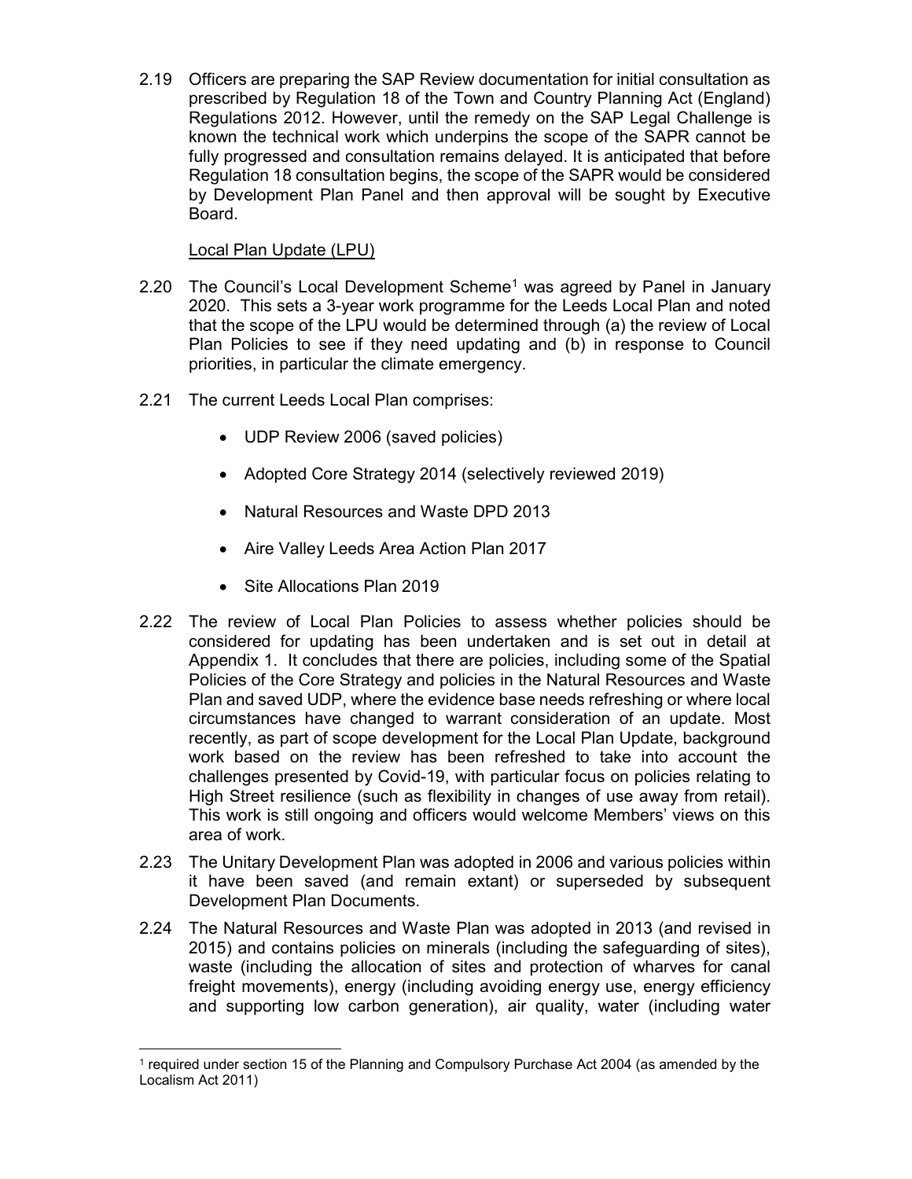2.19 Officers are preparing the SAP Review documentation for initial consultation as prescribed by Regulation 18 of the Town and Country Planning Act (England) Regulations 2012. However, until the remedy on the SAP Legal Challenge is known the technical work which underpins the scope of the SAPR cannot be fully progressed and consultation remains delayed. It is anticipated that before Regulation 18 consultation begins, the scope of the SAPR would be considered by Development Plan Panel and then approval will be sought by Executive Board.

Local Plan Update (LPU)

2.20 The Council's Local Development Scheme[1] was agreed by Panel in January 2020. This sets a 3-year work programme for the Leeds Local Plan and noted that the scope of the LPU would be determined through (a) the review of Local Plan Policies to see if they need updating and (b) in response to Council priorities, in particular the climate emergency.

2.21 The current Leeds Local Plan comprises:

- UDP Review 2006 (saved policies)
- Adopted Core Strategy 2014 (selectively reviewed 2019)
- Natural Resources and Waste DPD 2013
- Aire Valley Leeds Area Action Plan 2017
- Site Allocations Plan 2019

2.22 The review of Local Plan Policies to assess whether policies should be considered for updating has been undertaken and is set out in detail at Appendix 1. It concludes that there are policies, including some of the Spatial Policies of the Core Strategy and policies in the Natural Resources and Waste Plan and saved UDP, where the evidence base needs refreshing or where local circumstances have changed to warrant consideration of an update. Most recently, as part of scope development for the Local Plan Update, background work based on the review has been refreshed to take into account the challenges presented by Covid-19, with particular focus on policies relating to High Street resilience (such as flexibility in changes of use away from retail). This work is still ongoing and officers would welcome Members' views on this area of work.

2.23 The Unitary Development Plan was adopted in 2006 and various policies within it have been saved (and remain extant) or superseded by subsequent Development Plan Documents.

2.24 The Natural Resources and Waste Plan was adopted in 2013 (and revised in 2015) and contains policies on minerals (including the safeguarding of sites), waste (including the allocation of sites and protection of wharves for canal freight movements), energy (including avoiding energy use, energy efficiency and supporting low carbon generation), air quality, water (including water

[1] required under section 15 of the Planning and Compulsory Purchase Act 2004 (as amended by the Localism Act 2011)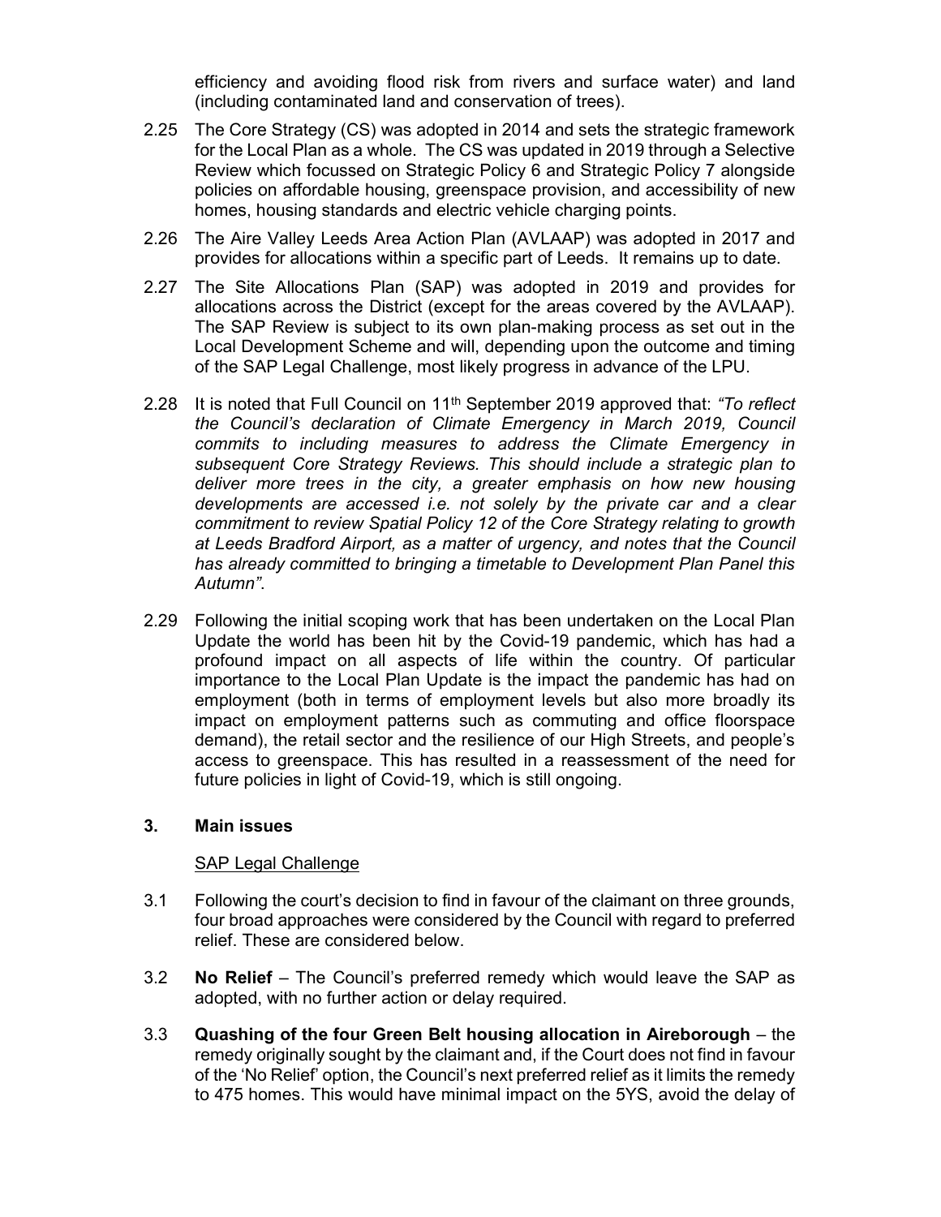efficiency and avoiding flood risk from rivers and surface water) and land (including contaminated land and conservation of trees).

2.25 The Core Strategy (CS) was adopted in 2014 and sets the strategic framework for the Local Plan as a whole. The CS was updated in 2019 through a Selective Review which focussed on Strategic Policy 6 and Strategic Policy 7 alongside policies on affordable housing, greenspace provision, and accessibility of new homes, housing standards and electric vehicle charging points.

2.26 The Aire Valley Leeds Area Action Plan (AVLAAP) was adopted in 2017 and provides for allocations within a specific part of Leeds. It remains up to date.

2.27 The Site Allocations Plan (SAP) was adopted in 2019 and provides for allocations across the District (except for the areas covered by the AVLAAP). The SAP Review is subject to its own plan-making process as set out in the Local Development Scheme and will, depending upon the outcome and timing of the SAP Legal Challenge, most likely progress in advance of the LPU.

2.28 It is noted that Full Council on 11th September 2019 approved that: *"To reflect the Council's declaration of Climate Emergency in March 2019, Council commits to including measures to address the Climate Emergency in subsequent Core Strategy Reviews. This should include a strategic plan to deliver more trees in the city, a greater emphasis on how new housing developments are accessed i.e. not solely by the private car and a clear commitment to review Spatial Policy 12 of the Core Strategy relating to growth at Leeds Bradford Airport, as a matter of urgency, and notes that the Council has already committed to bringing a timetable to Development Plan Panel this Autumn"*.

2.29 Following the initial scoping work that has been undertaken on the Local Plan Update the world has been hit by the Covid-19 pandemic, which has had a profound impact on all aspects of life within the country. Of particular importance to the Local Plan Update is the impact the pandemic has had on employment (both in terms of employment levels but also more broadly its impact on employment patterns such as commuting and office floorspace demand), the retail sector and the resilience of our High Streets, and people's access to greenspace. This has resulted in a reassessment of the need for future policies in light of Covid-19, which is still ongoing.

## 3. Main issues

SAP Legal Challenge

3.1 Following the court's decision to find in favour of the claimant on three grounds, four broad approaches were considered by the Council with regard to preferred relief. These are considered below.

3.2 **No Relief** – The Council's preferred remedy which would leave the SAP as adopted, with no further action or delay required.

3.3 **Quashing of the four Green Belt housing allocation in Aireborough** – the remedy originally sought by the claimant and, if the Court does not find in favour of the 'No Relief' option, the Council's next preferred relief as it limits the remedy to 475 homes. This would have minimal impact on the 5YS, avoid the delay of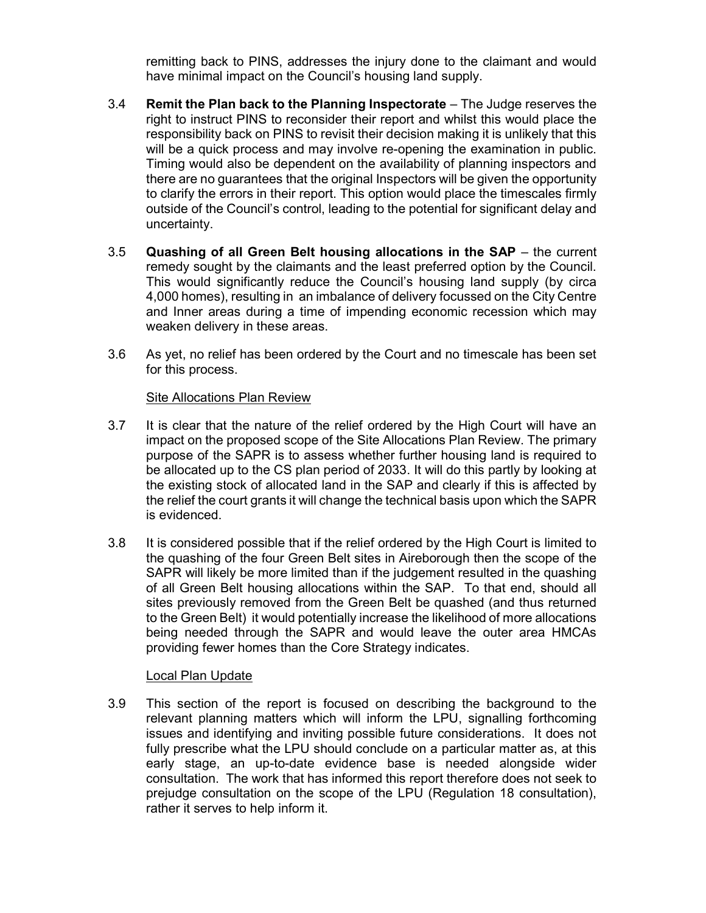remitting back to PINS, addresses the injury done to the claimant and would have minimal impact on the Council's housing land supply.

3.4 **Remit the Plan back to the Planning Inspectorate** – The Judge reserves the right to instruct PINS to reconsider their report and whilst this would place the responsibility back on PINS to revisit their decision making it is unlikely that this will be a quick process and may involve re-opening the examination in public. Timing would also be dependent on the availability of planning inspectors and there are no guarantees that the original Inspectors will be given the opportunity to clarify the errors in their report. This option would place the timescales firmly outside of the Council's control, leading to the potential for significant delay and uncertainty.

3.5 **Quashing of all Green Belt housing allocations in the SAP** – the current remedy sought by the claimants and the least preferred option by the Council. This would significantly reduce the Council's housing land supply (by circa 4,000 homes), resulting in an imbalance of delivery focussed on the City Centre and Inner areas during a time of impending economic recession which may weaken delivery in these areas.

3.6 As yet, no relief has been ordered by the Court and no timescale has been set for this process.

<u>Site Allocations Plan Review</u>

3.7 It is clear that the nature of the relief ordered by the High Court will have an impact on the proposed scope of the Site Allocations Plan Review. The primary purpose of the SAPR is to assess whether further housing land is required to be allocated up to the CS plan period of 2033. It will do this partly by looking at the existing stock of allocated land in the SAP and clearly if this is affected by the relief the court grants it will change the technical basis upon which the SAPR is evidenced.

3.8 It is considered possible that if the relief ordered by the High Court is limited to the quashing of the four Green Belt sites in Aireborough then the scope of the SAPR will likely be more limited than if the judgement resulted in the quashing of all Green Belt housing allocations within the SAP. To that end, should all sites previously removed from the Green Belt be quashed (and thus returned to the Green Belt) it would potentially increase the likelihood of more allocations being needed through the SAPR and would leave the outer area HMCAs providing fewer homes than the Core Strategy indicates.

<u>Local Plan Update</u>

3.9 This section of the report is focused on describing the background to the relevant planning matters which will inform the LPU, signalling forthcoming issues and identifying and inviting possible future considerations. It does not fully prescribe what the LPU should conclude on a particular matter as, at this early stage, an up-to-date evidence base is needed alongside wider consultation. The work that has informed this report therefore does not seek to prejudge consultation on the scope of the LPU (Regulation 18 consultation), rather it serves to help inform it.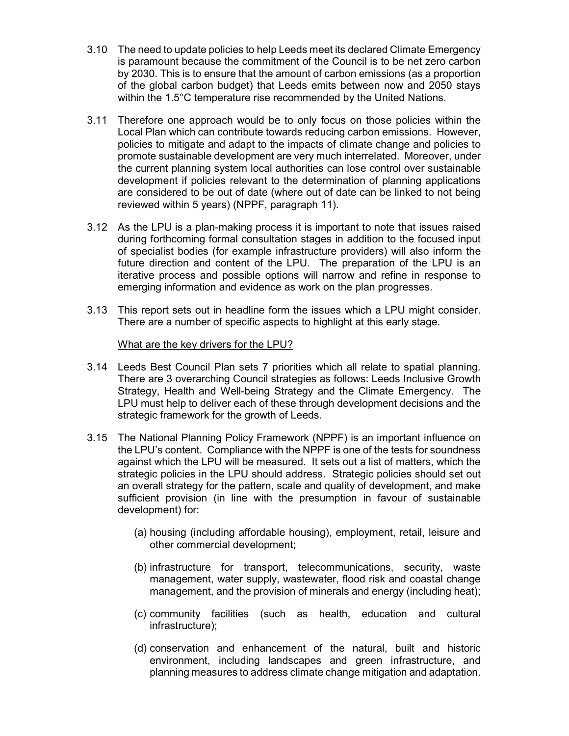3.10 The need to update policies to help Leeds meet its declared Climate Emergency is paramount because the commitment of the Council is to be net zero carbon by 2030. This is to ensure that the amount of carbon emissions (as a proportion of the global carbon budget) that Leeds emits between now and 2050 stays within the 1.5°C temperature rise recommended by the United Nations.

3.11 Therefore one approach would be to only focus on those policies within the Local Plan which can contribute towards reducing carbon emissions. However, policies to mitigate and adapt to the impacts of climate change and policies to promote sustainable development are very much interrelated. Moreover, under the current planning system local authorities can lose control over sustainable development if policies relevant to the determination of planning applications are considered to be out of date (where out of date can be linked to not being reviewed within 5 years) (NPPF, paragraph 11).

3.12 As the LPU is a plan-making process it is important to note that issues raised during forthcoming formal consultation stages in addition to the focused input of specialist bodies (for example infrastructure providers) will also inform the future direction and content of the LPU. The preparation of the LPU is an iterative process and possible options will narrow and refine in response to emerging information and evidence as work on the plan progresses.

3.13 This report sets out in headline form the issues which a LPU might consider. There are a number of specific aspects to highlight at this early stage.

What are the key drivers for the LPU?

3.14 Leeds Best Council Plan sets 7 priorities which all relate to spatial planning. There are 3 overarching Council strategies as follows: Leeds Inclusive Growth Strategy, Health and Well-being Strategy and the Climate Emergency. The LPU must help to deliver each of these through development decisions and the strategic framework for the growth of Leeds.

3.15 The National Planning Policy Framework (NPPF) is an important influence on the LPU's content. Compliance with the NPPF is one of the tests for soundness against which the LPU will be measured. It sets out a list of matters, which the strategic policies in the LPU should address. Strategic policies should set out an overall strategy for the pattern, scale and quality of development, and make sufficient provision (in line with the presumption in favour of sustainable development) for:

(a) housing (including affordable housing), employment, retail, leisure and other commercial development;

(b) infrastructure for transport, telecommunications, security, waste management, water supply, wastewater, flood risk and coastal change management, and the provision of minerals and energy (including heat);

(c) community facilities (such as health, education and cultural infrastructure);

(d) conservation and enhancement of the natural, built and historic environment, including landscapes and green infrastructure, and planning measures to address climate change mitigation and adaptation.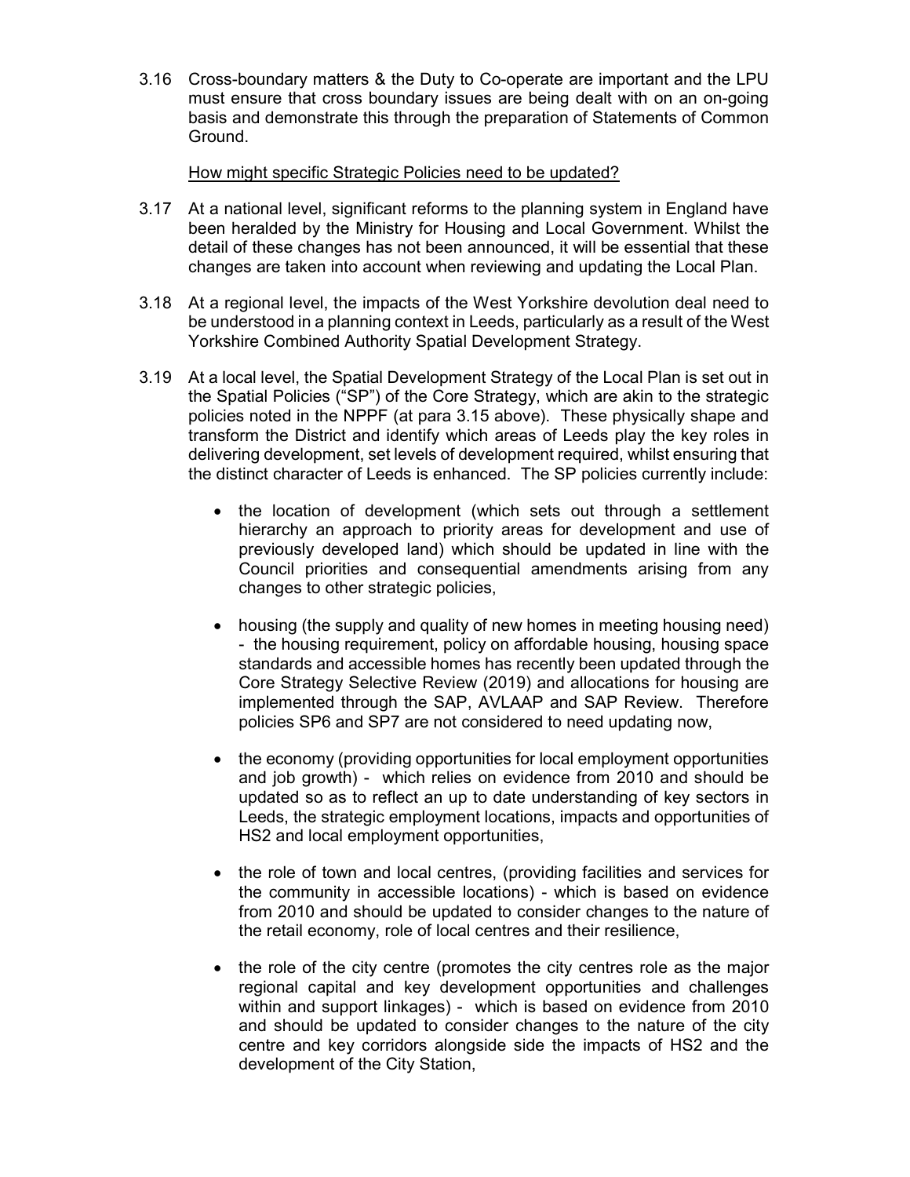3.16 Cross-boundary matters & the Duty to Co-operate are important and the LPU must ensure that cross boundary issues are being dealt with on an on-going basis and demonstrate this through the preparation of Statements of Common Ground.

How might specific Strategic Policies need to be updated?

3.17 At a national level, significant reforms to the planning system in England have been heralded by the Ministry for Housing and Local Government. Whilst the detail of these changes has not been announced, it will be essential that these changes are taken into account when reviewing and updating the Local Plan.

3.18 At a regional level, the impacts of the West Yorkshire devolution deal need to be understood in a planning context in Leeds, particularly as a result of the West Yorkshire Combined Authority Spatial Development Strategy.

3.19 At a local level, the Spatial Development Strategy of the Local Plan is set out in the Spatial Policies ("SP") of the Core Strategy, which are akin to the strategic policies noted in the NPPF (at para 3.15 above). These physically shape and transform the District and identify which areas of Leeds play the key roles in delivering development, set levels of development required, whilst ensuring that the distinct character of Leeds is enhanced. The SP policies currently include:

- the location of development (which sets out through a settlement hierarchy an approach to priority areas for development and use of previously developed land) which should be updated in line with the Council priorities and consequential amendments arising from any changes to other strategic policies,

- housing (the supply and quality of new homes in meeting housing need) - the housing requirement, policy on affordable housing, housing space standards and accessible homes has recently been updated through the Core Strategy Selective Review (2019) and allocations for housing are implemented through the SAP, AVLAAP and SAP Review. Therefore policies SP6 and SP7 are not considered to need updating now,

- the economy (providing opportunities for local employment opportunities and job growth) - which relies on evidence from 2010 and should be updated so as to reflect an up to date understanding of key sectors in Leeds, the strategic employment locations, impacts and opportunities of HS2 and local employment opportunities,

- the role of town and local centres, (providing facilities and services for the community in accessible locations) - which is based on evidence from 2010 and should be updated to consider changes to the nature of the retail economy, role of local centres and their resilience,

- the role of the city centre (promotes the city centres role as the major regional capital and key development opportunities and challenges within and support linkages) - which is based on evidence from 2010 and should be updated to consider changes to the nature of the city centre and key corridors alongside side the impacts of HS2 and the development of the City Station,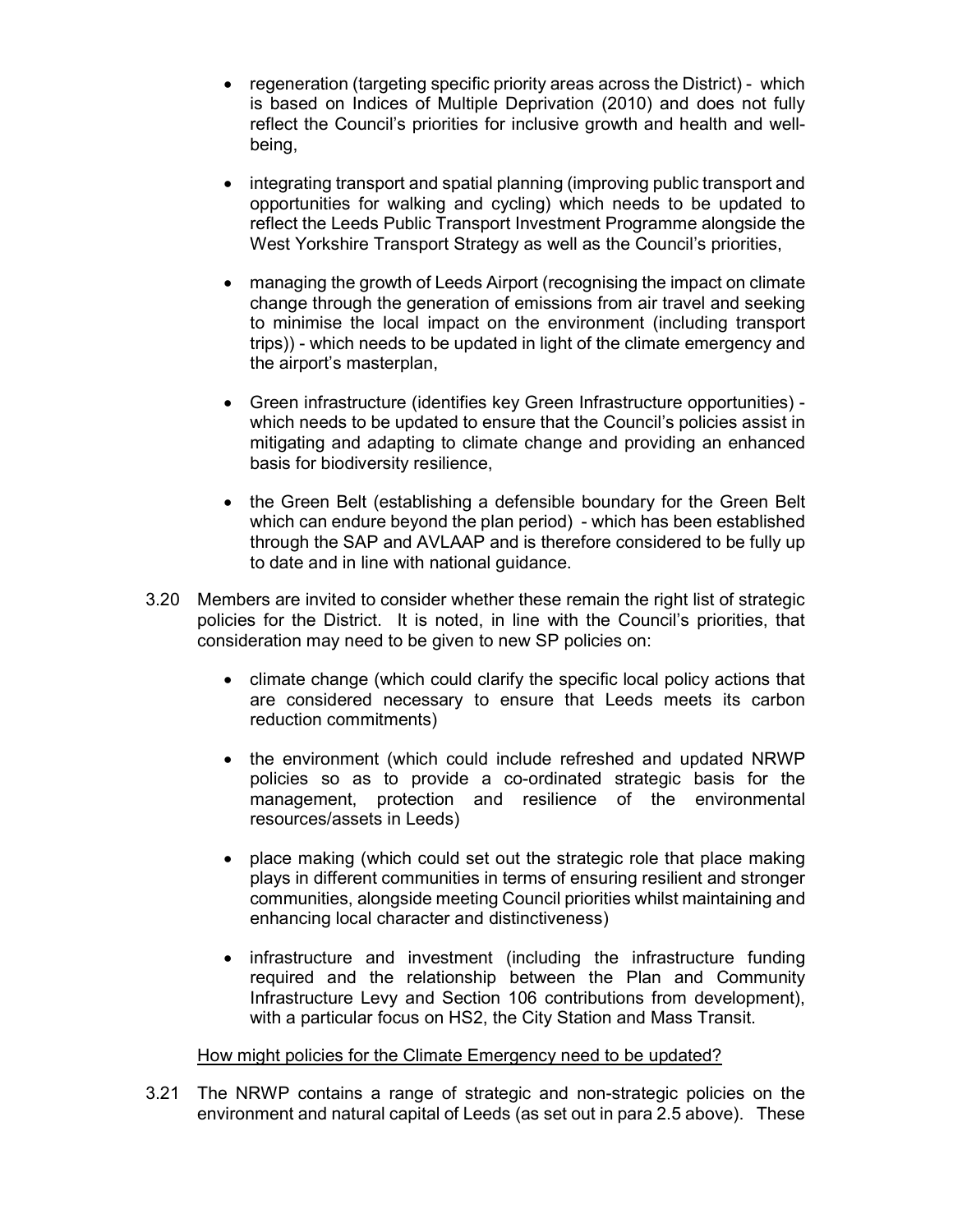- regeneration (targeting specific priority areas across the District) - which is based on Indices of Multiple Deprivation (2010) and does not fully reflect the Council's priorities for inclusive growth and health and well-being,

- integrating transport and spatial planning (improving public transport and opportunities for walking and cycling) which needs to be updated to reflect the Leeds Public Transport Investment Programme alongside the West Yorkshire Transport Strategy as well as the Council's priorities,

- managing the growth of Leeds Airport (recognising the impact on climate change through the generation of emissions from air travel and seeking to minimise the local impact on the environment (including transport trips)) - which needs to be updated in light of the climate emergency and the airport's masterplan,

- Green infrastructure (identifies key Green Infrastructure opportunities) - which needs to be updated to ensure that the Council's policies assist in mitigating and adapting to climate change and providing an enhanced basis for biodiversity resilience,

- the Green Belt (establishing a defensible boundary for the Green Belt which can endure beyond the plan period) - which has been established through the SAP and AVLAAP and is therefore considered to be fully up to date and in line with national guidance.

3.20 Members are invited to consider whether these remain the right list of strategic policies for the District. It is noted, in line with the Council's priorities, that consideration may need to be given to new SP policies on:

- climate change (which could clarify the specific local policy actions that are considered necessary to ensure that Leeds meets its carbon reduction commitments)

- the environment (which could include refreshed and updated NRWP policies so as to provide a co-ordinated strategic basis for the management, protection and resilience of the environmental resources/assets in Leeds)

- place making (which could set out the strategic role that place making plays in different communities in terms of ensuring resilient and stronger communities, alongside meeting Council priorities whilst maintaining and enhancing local character and distinctiveness)

- infrastructure and investment (including the infrastructure funding required and the relationship between the Plan and Community Infrastructure Levy and Section 106 contributions from development), with a particular focus on HS2, the City Station and Mass Transit.

How might policies for the Climate Emergency need to be updated?

3.21 The NRWP contains a range of strategic and non-strategic policies on the environment and natural capital of Leeds (as set out in para 2.5 above). These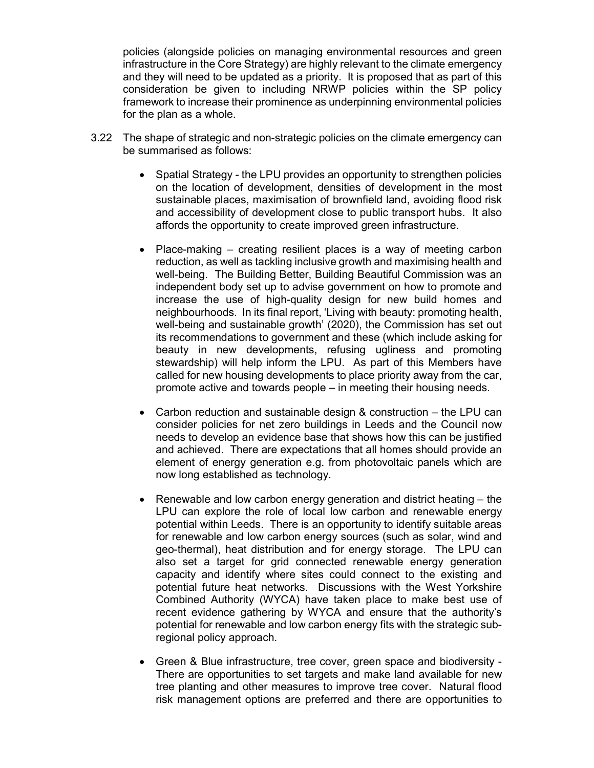policies (alongside policies on managing environmental resources and green infrastructure in the Core Strategy) are highly relevant to the climate emergency and they will need to be updated as a priority. It is proposed that as part of this consideration be given to including NRWP policies within the SP policy framework to increase their prominence as underpinning environmental policies for the plan as a whole.

3.22 The shape of strategic and non-strategic policies on the climate emergency can be summarised as follows:

- Spatial Strategy - the LPU provides an opportunity to strengthen policies on the location of development, densities of development in the most sustainable places, maximisation of brownfield land, avoiding flood risk and accessibility of development close to public transport hubs. It also affords the opportunity to create improved green infrastructure.

- Place-making – creating resilient places is a way of meeting carbon reduction, as well as tackling inclusive growth and maximising health and well-being. The Building Better, Building Beautiful Commission was an independent body set up to advise government on how to promote and increase the use of high-quality design for new build homes and neighbourhoods. In its final report, 'Living with beauty: promoting health, well-being and sustainable growth' (2020), the Commission has set out its recommendations to government and these (which include asking for beauty in new developments, refusing ugliness and promoting stewardship) will help inform the LPU. As part of this Members have called for new housing developments to place priority away from the car, promote active and towards people – in meeting their housing needs.

- Carbon reduction and sustainable design & construction – the LPU can consider policies for net zero buildings in Leeds and the Council now needs to develop an evidence base that shows how this can be justified and achieved. There are expectations that all homes should provide an element of energy generation e.g. from photovoltaic panels which are now long established as technology.

- Renewable and low carbon energy generation and district heating – the LPU can explore the role of local low carbon and renewable energy potential within Leeds. There is an opportunity to identify suitable areas for renewable and low carbon energy sources (such as solar, wind and geo-thermal), heat distribution and for energy storage. The LPU can also set a target for grid connected renewable energy generation capacity and identify where sites could connect to the existing and potential future heat networks. Discussions with the West Yorkshire Combined Authority (WYCA) have taken place to make best use of recent evidence gathering by WYCA and ensure that the authority's potential for renewable and low carbon energy fits with the strategic sub-regional policy approach.

- Green & Blue infrastructure, tree cover, green space and biodiversity - There are opportunities to set targets and make land available for new tree planting and other measures to improve tree cover. Natural flood risk management options are preferred and there are opportunities to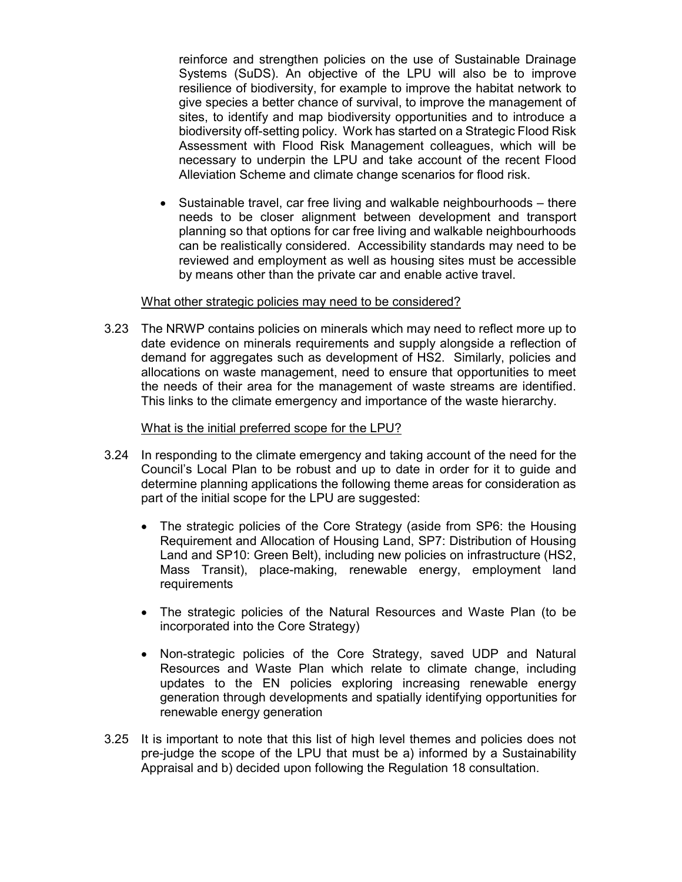reinforce and strengthen policies on the use of Sustainable Drainage Systems (SuDS). An objective of the LPU will also be to improve resilience of biodiversity, for example to improve the habitat network to give species a better chance of survival, to improve the management of sites, to identify and map biodiversity opportunities and to introduce a biodiversity off-setting policy. Work has started on a Strategic Flood Risk Assessment with Flood Risk Management colleagues, which will be necessary to underpin the LPU and take account of the recent Flood Alleviation Scheme and climate change scenarios for flood risk.

- Sustainable travel, car free living and walkable neighbourhoods – there needs to be closer alignment between development and transport planning so that options for car free living and walkable neighbourhoods can be realistically considered. Accessibility standards may need to be reviewed and employment as well as housing sites must be accessible by means other than the private car and enable active travel.

What other strategic policies may need to be considered?

3.23 The NRWP contains policies on minerals which may need to reflect more up to date evidence on minerals requirements and supply alongside a reflection of demand for aggregates such as development of HS2. Similarly, policies and allocations on waste management, need to ensure that opportunities to meet the needs of their area for the management of waste streams are identified. This links to the climate emergency and importance of the waste hierarchy.

What is the initial preferred scope for the LPU?

3.24 In responding to the climate emergency and taking account of the need for the Council's Local Plan to be robust and up to date in order for it to guide and determine planning applications the following theme areas for consideration as part of the initial scope for the LPU are suggested:

- The strategic policies of the Core Strategy (aside from SP6: the Housing Requirement and Allocation of Housing Land, SP7: Distribution of Housing Land and SP10: Green Belt), including new policies on infrastructure (HS2, Mass Transit), place-making, renewable energy, employment land requirements

- The strategic policies of the Natural Resources and Waste Plan (to be incorporated into the Core Strategy)

- Non-strategic policies of the Core Strategy, saved UDP and Natural Resources and Waste Plan which relate to climate change, including updates to the EN policies exploring increasing renewable energy generation through developments and spatially identifying opportunities for renewable energy generation

3.25 It is important to note that this list of high level themes and policies does not pre-judge the scope of the LPU that must be a) informed by a Sustainability Appraisal and b) decided upon following the Regulation 18 consultation.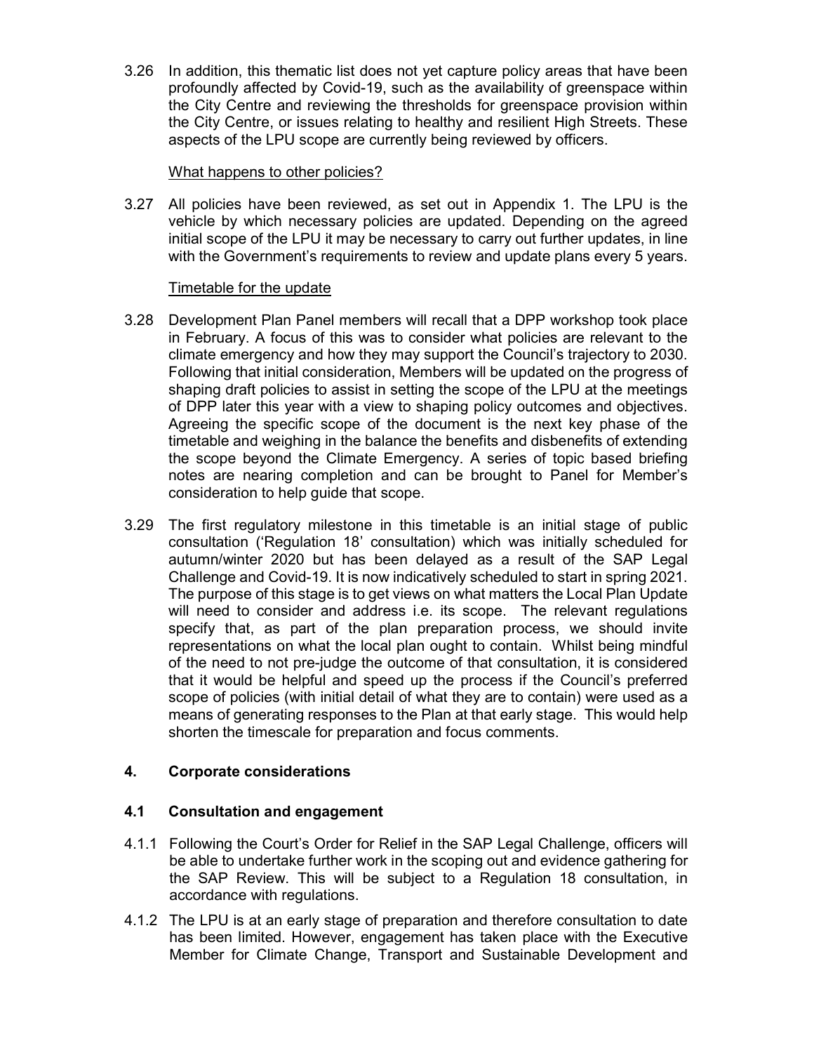3.26 In addition, this thematic list does not yet capture policy areas that have been profoundly affected by Covid-19, such as the availability of greenspace within the City Centre and reviewing the thresholds for greenspace provision within the City Centre, or issues relating to healthy and resilient High Streets. These aspects of the LPU scope are currently being reviewed by officers.

<u>What happens to other policies?</u>

3.27 All policies have been reviewed, as set out in Appendix 1. The LPU is the vehicle by which necessary policies are updated. Depending on the agreed initial scope of the LPU it may be necessary to carry out further updates, in line with the Government's requirements to review and update plans every 5 years.

<u>Timetable for the update</u>

3.28 Development Plan Panel members will recall that a DPP workshop took place in February. A focus of this was to consider what policies are relevant to the climate emergency and how they may support the Council's trajectory to 2030. Following that initial consideration, Members will be updated on the progress of shaping draft policies to assist in setting the scope of the LPU at the meetings of DPP later this year with a view to shaping policy outcomes and objectives. Agreeing the specific scope of the document is the next key phase of the timetable and weighing in the balance the benefits and disbenefits of extending the scope beyond the Climate Emergency. A series of topic based briefing notes are nearing completion and can be brought to Panel for Member's consideration to help guide that scope.

3.29 The first regulatory milestone in this timetable is an initial stage of public consultation ('Regulation 18' consultation) which was initially scheduled for autumn/winter 2020 but has been delayed as a result of the SAP Legal Challenge and Covid-19. It is now indicatively scheduled to start in spring 2021. The purpose of this stage is to get views on what matters the Local Plan Update will need to consider and address i.e. its scope. The relevant regulations specify that, as part of the plan preparation process, we should invite representations on what the local plan ought to contain. Whilst being mindful of the need to not pre-judge the outcome of that consultation, it is considered that it would be helpful and speed up the process if the Council's preferred scope of policies (with initial detail of what they are to contain) were used as a means of generating responses to the Plan at that early stage. This would help shorten the timescale for preparation and focus comments.

## 4. Corporate considerations

### 4.1 Consultation and engagement

4.1.1 Following the Court's Order for Relief in the SAP Legal Challenge, officers will be able to undertake further work in the scoping out and evidence gathering for the SAP Review. This will be subject to a Regulation 18 consultation, in accordance with regulations.

4.1.2 The LPU is at an early stage of preparation and therefore consultation to date has been limited. However, engagement has taken place with the Executive Member for Climate Change, Transport and Sustainable Development and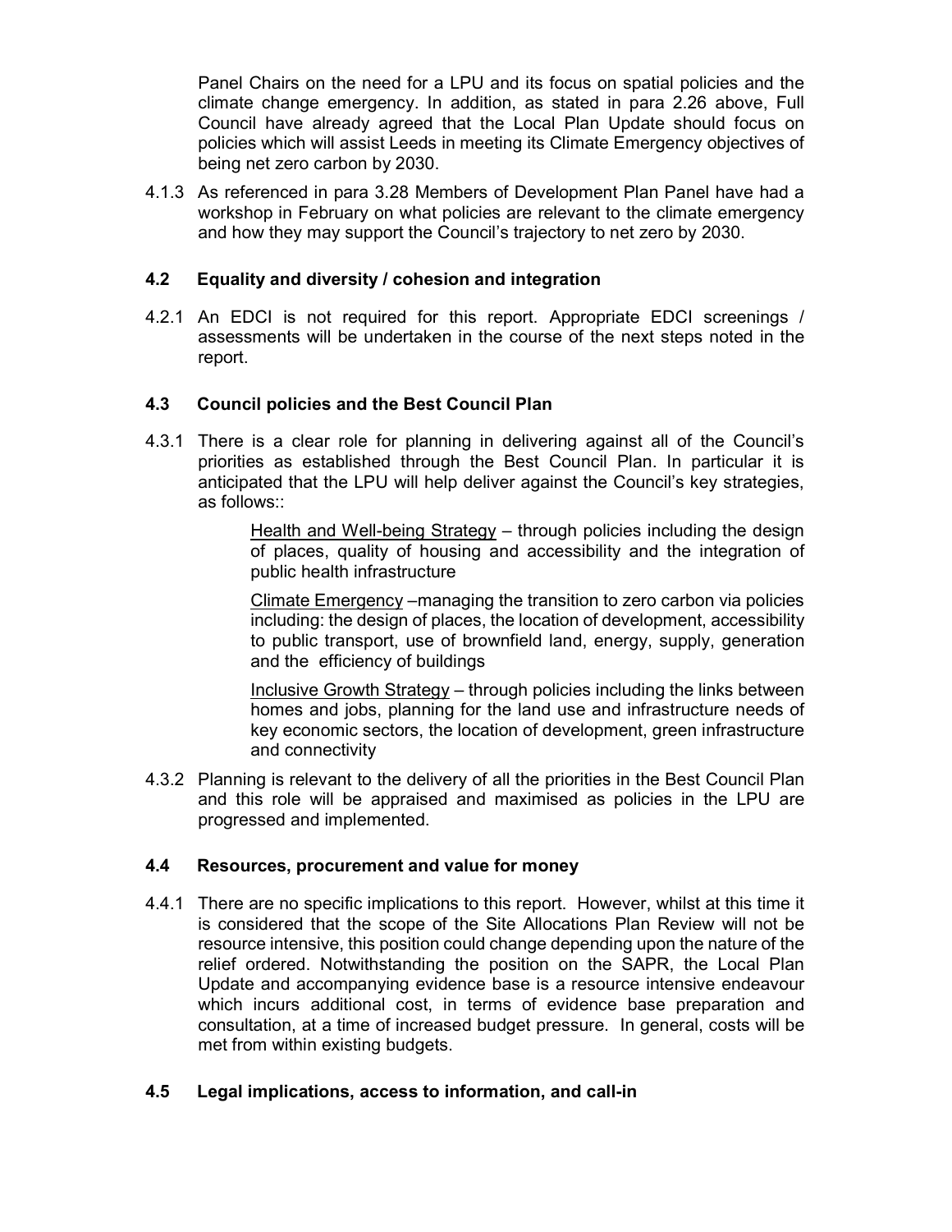Panel Chairs on the need for a LPU and its focus on spatial policies and the climate change emergency. In addition, as stated in para 2.26 above, Full Council have already agreed that the Local Plan Update should focus on policies which will assist Leeds in meeting its Climate Emergency objectives of being net zero carbon by 2030.

4.1.3 As referenced in para 3.28 Members of Development Plan Panel have had a workshop in February on what policies are relevant to the climate emergency and how they may support the Council's trajectory to net zero by 2030.

### 4.2 Equality and diversity / cohesion and integration

4.2.1 An EDCI is not required for this report. Appropriate EDCI screenings / assessments will be undertaken in the course of the next steps noted in the report.

### 4.3 Council policies and the Best Council Plan

4.3.1 There is a clear role for planning in delivering against all of the Council's priorities as established through the Best Council Plan. In particular it is anticipated that the LPU will help deliver against the Council's key strategies, as follows::

> Health and Well-being Strategy – through policies including the design of places, quality of housing and accessibility and the integration of public health infrastructure
>
> Climate Emergency –managing the transition to zero carbon via policies including: the design of places, the location of development, accessibility to public transport, use of brownfield land, energy, supply, generation and the efficiency of buildings
>
> Inclusive Growth Strategy – through policies including the links between homes and jobs, planning for the land use and infrastructure needs of key economic sectors, the location of development, green infrastructure and connectivity

4.3.2 Planning is relevant to the delivery of all the priorities in the Best Council Plan and this role will be appraised and maximised as policies in the LPU are progressed and implemented.

### 4.4 Resources, procurement and value for money

4.4.1 There are no specific implications to this report. However, whilst at this time it is considered that the scope of the Site Allocations Plan Review will not be resource intensive, this position could change depending upon the nature of the relief ordered. Notwithstanding the position on the SAPR, the Local Plan Update and accompanying evidence base is a resource intensive endeavour which incurs additional cost, in terms of evidence base preparation and consultation, at a time of increased budget pressure. In general, costs will be met from within existing budgets.

### 4.5 Legal implications, access to information, and call-in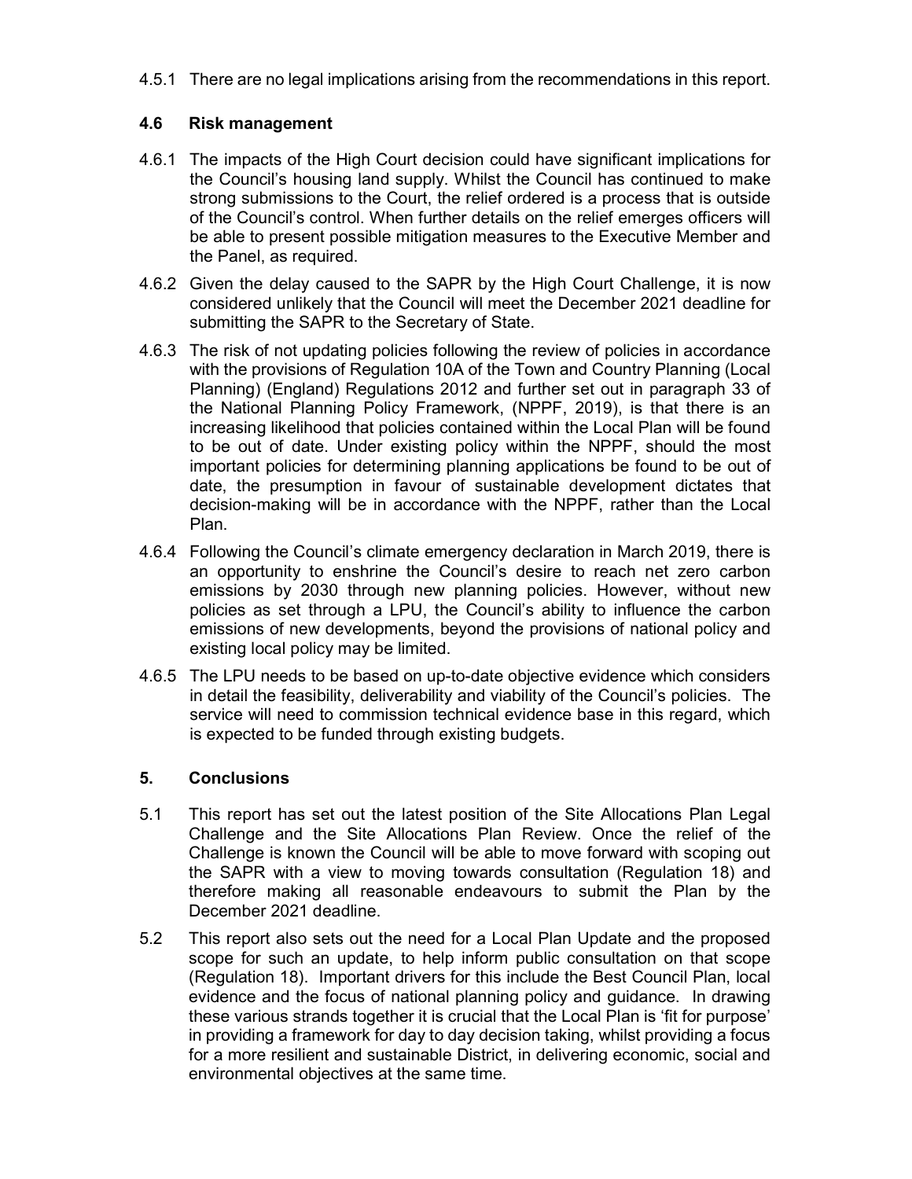4.5.1 There are no legal implications arising from the recommendations in this report.

### 4.6 Risk management

4.6.1 The impacts of the High Court decision could have significant implications for the Council's housing land supply. Whilst the Council has continued to make strong submissions to the Court, the relief ordered is a process that is outside of the Council's control. When further details on the relief emerges officers will be able to present possible mitigation measures to the Executive Member and the Panel, as required.

4.6.2 Given the delay caused to the SAPR by the High Court Challenge, it is now considered unlikely that the Council will meet the December 2021 deadline for submitting the SAPR to the Secretary of State.

4.6.3 The risk of not updating policies following the review of policies in accordance with the provisions of Regulation 10A of the Town and Country Planning (Local Planning) (England) Regulations 2012 and further set out in paragraph 33 of the National Planning Policy Framework, (NPPF, 2019), is that there is an increasing likelihood that policies contained within the Local Plan will be found to be out of date. Under existing policy within the NPPF, should the most important policies for determining planning applications be found to be out of date, the presumption in favour of sustainable development dictates that decision-making will be in accordance with the NPPF, rather than the Local Plan.

4.6.4 Following the Council's climate emergency declaration in March 2019, there is an opportunity to enshrine the Council's desire to reach net zero carbon emissions by 2030 through new planning policies. However, without new policies as set through a LPU, the Council's ability to influence the carbon emissions of new developments, beyond the provisions of national policy and existing local policy may be limited.

4.6.5 The LPU needs to be based on up-to-date objective evidence which considers in detail the feasibility, deliverability and viability of the Council's policies. The service will need to commission technical evidence base in this regard, which is expected to be funded through existing budgets.

## 5. Conclusions

5.1 This report has set out the latest position of the Site Allocations Plan Legal Challenge and the Site Allocations Plan Review. Once the relief of the Challenge is known the Council will be able to move forward with scoping out the SAPR with a view to moving towards consultation (Regulation 18) and therefore making all reasonable endeavours to submit the Plan by the December 2021 deadline.

5.2 This report also sets out the need for a Local Plan Update and the proposed scope for such an update, to help inform public consultation on that scope (Regulation 18). Important drivers for this include the Best Council Plan, local evidence and the focus of national planning policy and guidance. In drawing these various strands together it is crucial that the Local Plan is 'fit for purpose' in providing a framework for day to day decision taking, whilst providing a focus for a more resilient and sustainable District, in delivering economic, social and environmental objectives at the same time.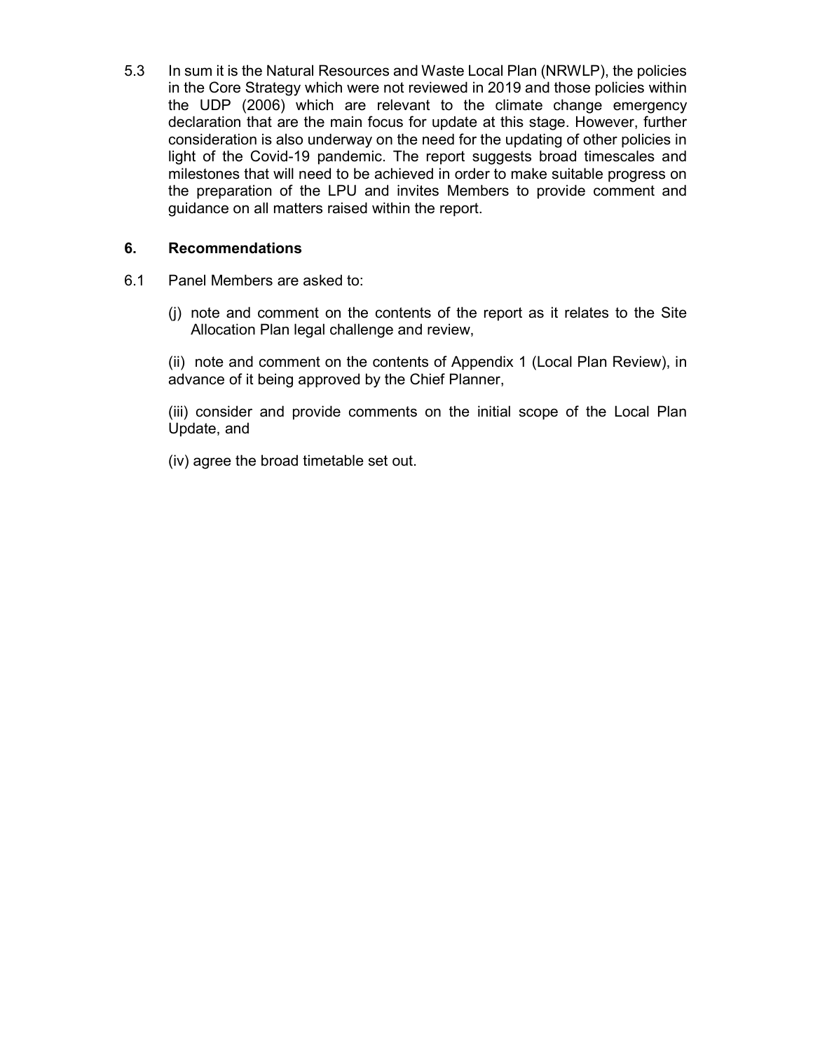5.3 In sum it is the Natural Resources and Waste Local Plan (NRWLP), the policies in the Core Strategy which were not reviewed in 2019 and those policies within the UDP (2006) which are relevant to the climate change emergency declaration that are the main focus for update at this stage. However, further consideration is also underway on the need for the updating of other policies in light of the Covid-19 pandemic. The report suggests broad timescales and milestones that will need to be achieved in order to make suitable progress on the preparation of the LPU and invites Members to provide comment and guidance on all matters raised within the report.

## 6. Recommendations

6.1 Panel Members are asked to:

(j) note and comment on the contents of the report as it relates to the Site Allocation Plan legal challenge and review,

(ii) note and comment on the contents of Appendix 1 (Local Plan Review), in advance of it being approved by the Chief Planner,

(iii) consider and provide comments on the initial scope of the Local Plan Update, and

(iv) agree the broad timetable set out.